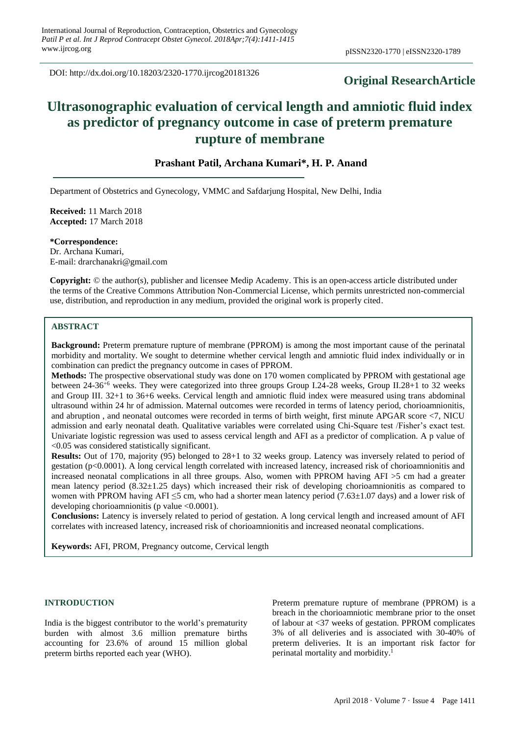DOI: http://dx.doi.org/10.18203/2320-1770.ijrcog20181326

**Original ResearchArticle**

# Ultrasonographic evaluation of cervical length and amniotic fluid index as predictor of pregnancy outcome in case of preterm premature rupture of membrane

**Prashant Patil, Archana Kumari*, H. P. Anand**

Department of Obstetrics and Gynecology, VMMC and Safdarjung Hospital, New Delhi, India

**Received:** 11 March 2018
**Accepted:** 17 March 2018

**\*Correspondence:**
Dr. Archana Kumari,
E-mail: drarchanakri@gmail.com

**Copyright:** © the author(s), publisher and licensee Medip Academy. This is an open-access article distributed under the terms of the Creative Commons Attribution Non-Commercial License, which permits unrestricted non-commercial use, distribution, and reproduction in any medium, provided the original work is properly cited.

## ABSTRACT

**Background:** Preterm premature rupture of membrane (PPROM) is among the most important cause of the perinatal morbidity and mortality. We sought to determine whether cervical length and amniotic fluid index individually or in combination can predict the pregnancy outcome in cases of PPROM.

**Methods:** The prospective observational study was done on 170 women complicated by PPROM with gestational age between 24-36$^{+6}$ weeks. They were categorized into three groups Group I.24-28 weeks, Group II.28+1 to 32 weeks and Group III. 32+1 to 36+6 weeks. Cervical length and amniotic fluid index were measured using trans abdominal ultrasound within 24 hr of admission. Maternal outcomes were recorded in terms of latency period, chorioamnionitis, and abruption , and neonatal outcomes were recorded in terms of birth weight, first minute APGAR score <7, NICU admission and early neonatal death. Qualitative variables were correlated using Chi-Square test /Fisher's exact test. Univariate logistic regression was used to assess cervical length and AFI as a predictor of complication. A p value of <0.05 was considered statistically significant.

**Results:** Out of 170, majority (95) belonged to 28+1 to 32 weeks group. Latency was inversely related to period of gestation (p<0.0001). A long cervical length correlated with increased latency, increased risk of chorioamnionitis and increased neonatal complications in all three groups. Also, women with PPROM having AFI >5 cm had a greater mean latency period (8.32±1.25 days) which increased their risk of developing chorioamnionitis as compared to women with PPROM having AFI ≤5 cm, who had a shorter mean latency period (7.63±1.07 days) and a lower risk of developing chorioamnionitis (p value <0.0001).

**Conclusions:** Latency is inversely related to period of gestation. A long cervical length and increased amount of AFI correlates with increased latency, increased risk of chorioamnionitis and increased neonatal complications.

**Keywords:** AFI, PROM, Pregnancy outcome, Cervical length

## INTRODUCTION

India is the biggest contributor to the world's prematurity burden with almost 3.6 million premature births accounting for 23.6% of around 15 million global preterm births reported each year (WHO).

Preterm premature rupture of membrane (PPROM) is a breach in the chorioamniotic membrane prior to the onset of labour at <37 weeks of gestation. PPROM complicates 3% of all deliveries and is associated with 30-40% of preterm deliveries. It is an important risk factor for perinatal mortality and morbidity.[1]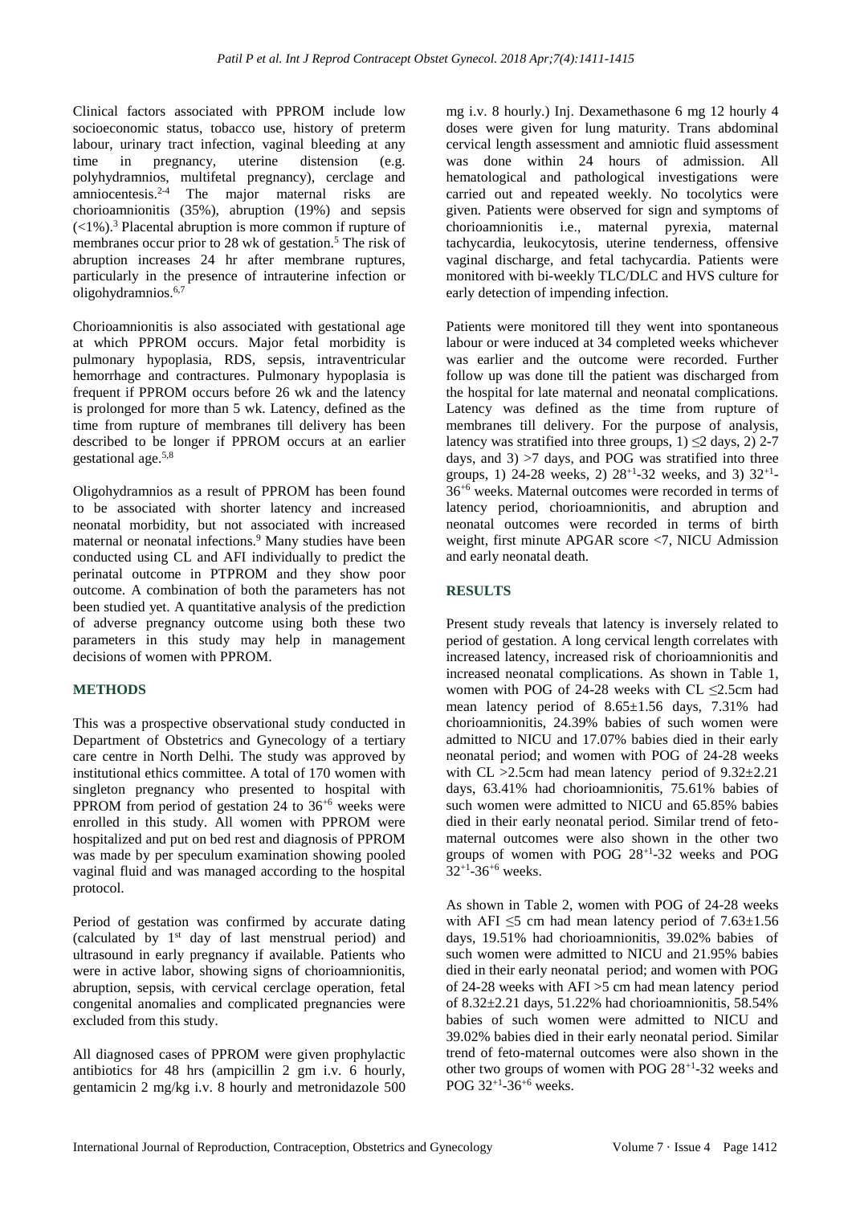Clinical factors associated with PPROM include low socioeconomic status, tobacco use, history of preterm labour, urinary tract infection, vaginal bleeding at any time in pregnancy, uterine distension (e.g. polyhydramnios, multifetal pregnancy), cerclage and amniocentesis.[2-4] The major maternal risks are chorioamnionitis (35%), abruption (19%) and sepsis (<1%).[3] Placental abruption is more common if rupture of membranes occur prior to 28 wk of gestation.[5] The risk of abruption increases 24 hr after membrane ruptures, particularly in the presence of intrauterine infection or oligohydramnios.[6,7]

Chorioamnionitis is also associated with gestational age at which PPROM occurs. Major fetal morbidity is pulmonary hypoplasia, RDS, sepsis, intraventricular hemorrhage and contractures. Pulmonary hypoplasia is frequent if PPROM occurs before 26 wk and the latency is prolonged for more than 5 wk. Latency, defined as the time from rupture of membranes till delivery has been described to be longer if PPROM occurs at an earlier gestational age.[5,8]

Oligohydramnios as a result of PPROM has been found to be associated with shorter latency and increased neonatal morbidity, but not associated with increased maternal or neonatal infections.[9] Many studies have been conducted using CL and AFI individually to predict the perinatal outcome in PTPROM and they show poor outcome. A combination of both the parameters has not been studied yet. A quantitative analysis of the prediction of adverse pregnancy outcome using both these two parameters in this study may help in management decisions of women with PPROM.

## METHODS

This was a prospective observational study conducted in Department of Obstetrics and Gynecology of a tertiary care centre in North Delhi. The study was approved by institutional ethics committee. A total of 170 women with singleton pregnancy who presented to hospital with PPROM from period of gestation 24 to $36^{+6}$ weeks were enrolled in this study. All women with PPROM were hospitalized and put on bed rest and diagnosis of PPROM was made by per speculum examination showing pooled vaginal fluid and was managed according to the hospital protocol.

Period of gestation was confirmed by accurate dating (calculated by 1st day of last menstrual period) and ultrasound in early pregnancy if available. Patients who were in active labor, showing signs of chorioamnionitis, abruption, sepsis, with cervical cerclage operation, fetal congenital anomalies and complicated pregnancies were excluded from this study.

All diagnosed cases of PPROM were given prophylactic antibiotics for 48 hrs (ampicillin 2 gm i.v. 6 hourly, gentamicin 2 mg/kg i.v. 8 hourly and metronidazole 500 mg i.v. 8 hourly.) Inj. Dexamethasone 6 mg 12 hourly 4 doses were given for lung maturity. Trans abdominal cervical length assessment and amniotic fluid assessment was done within 24 hours of admission. All hematological and pathological investigations were carried out and repeated weekly. No tocolytics were given. Patients were observed for sign and symptoms of chorioamnionitis i.e., maternal pyrexia, maternal tachycardia, leukocytosis, uterine tenderness, offensive vaginal discharge, and fetal tachycardia. Patients were monitored with bi-weekly TLC/DLC and HVS culture for early detection of impending infection.

Patients were monitored till they went into spontaneous labour or were induced at 34 completed weeks whichever was earlier and the outcome were recorded. Further follow up was done till the patient was discharged from the hospital for late maternal and neonatal complications. Latency was defined as the time from rupture of membranes till delivery. For the purpose of analysis, latency was stratified into three groups, 1) ≤2 days, 2) 2-7 days, and 3) >7 days, and POG was stratified into three groups, 1) 24-28 weeks, 2) $28^{+1}$-32 weeks, and 3) $32^{+1}$-$36^{+6}$ weeks. Maternal outcomes were recorded in terms of latency period, chorioamnionitis, and abruption and neonatal outcomes were recorded in terms of birth weight, first minute APGAR score <7, NICU Admission and early neonatal death.

## RESULTS

Present study reveals that latency is inversely related to period of gestation. A long cervical length correlates with increased latency, increased risk of chorioamnionitis and increased neonatal complications. As shown in Table 1, women with POG of 24-28 weeks with CL ≤2.5cm had mean latency period of 8.65±1.56 days, 7.31% had chorioamnionitis, 24.39% babies of such women were admitted to NICU and 17.07% babies died in their early neonatal period; and women with POG of 24-28 weeks with CL >2.5cm had mean latency period of 9.32±2.21 days, 63.41% had chorioamnionitis, 75.61% babies of such women were admitted to NICU and 65.85% babies died in their early neonatal period. Similar trend of feto-maternal outcomes were also shown in the other two groups of women with POG $28^{+1}$-32 weeks and POG $32^{+1}$-$36^{+6}$ weeks.

As shown in Table 2, women with POG of 24-28 weeks with AFI ≤5 cm had mean latency period of 7.63±1.56 days, 19.51% had chorioamnionitis, 39.02% babies of such women were admitted to NICU and 21.95% babies died in their early neonatal period; and women with POG of 24-28 weeks with AFI >5 cm had mean latency period of 8.32±2.21 days, 51.22% had chorioamnionitis, 58.54% babies of such women were admitted to NICU and 39.02% babies died in their early neonatal period. Similar trend of feto-maternal outcomes were also shown in the other two groups of women with POG $28^{+1}$-32 weeks and POG $32^{+1}$-$36^{+6}$ weeks.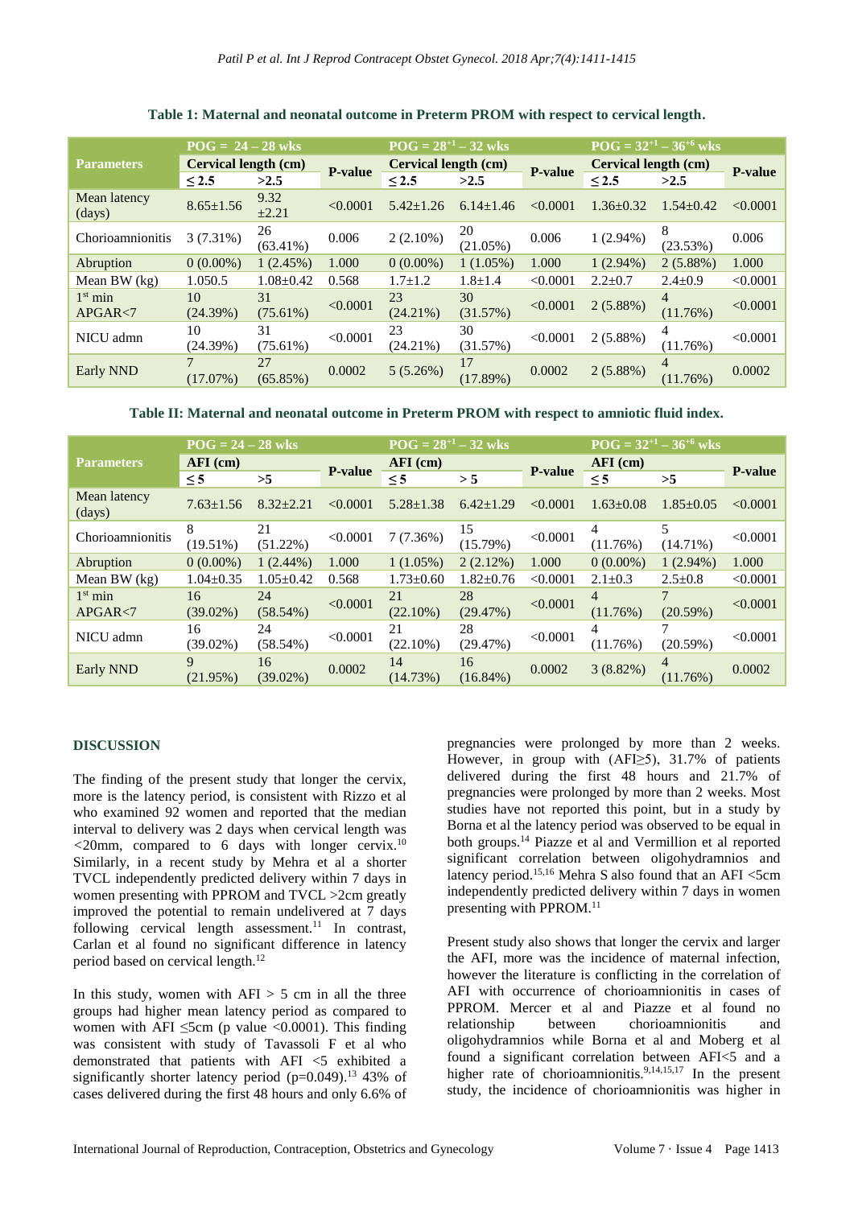**Table 1: Maternal and neonatal outcome in Preterm PROM with respect to cervical length.**

| Parameters | POG = 24 – 28 wks | | | POG = $28^{+1}$ – 32 wks | | | POG = $32^{+1}$ – $36^{+6}$ wks | | |
|---|---|---|---|---|---|---|---|---|---|
| | Cervical length (cm) | | P-value | Cervical length (cm) | | P-value | Cervical length (cm) | | P-value |
| | ≤ 2.5 | >2.5 | | ≤ 2.5 | >2.5 | | ≤ 2.5 | >2.5 | |
| Mean latency (days) | 8.65±1.56 | 9.32 ±2.21 | <0.0001 | 5.42±1.26 | 6.14±1.46 | <0.0001 | 1.36±0.32 | 1.54±0.42 | <0.0001 |
| Chorioamnionitis | 3 (7.31%) | 26 (63.41%) | 0.006 | 2 (2.10%) | 20 (21.05%) | 0.006 | 1 (2.94%) | 8 (23.53%) | 0.006 |
| Abruption | 0 (0.00%) | 1 (2.45%) | 1.000 | 0 (0.00%) | 1 (1.05%) | 1.000 | 1 (2.94%) | 2 (5.88%) | 1.000 |
| Mean BW (kg) | 1.050.5 | 1.08±0.42 | 0.568 | 1.7±1.2 | 1.8±1.4 | <0.0001 | 2.2±0.7 | 2.4±0.9 | <0.0001 |
| $1^{st}$ min APGAR<7 | 10 (24.39%) | 31 (75.61%) | <0.0001 | 23 (24.21%) | 30 (31.57%) | <0.0001 | 2 (5.88%) | 4 (11.76%) | <0.0001 |
| NICU admn | 10 (24.39%) | 31 (75.61%) | <0.0001 | 23 (24.21%) | 30 (31.57%) | <0.0001 | 2 (5.88%) | 4 (11.76%) | <0.0001 |
| Early NND | 7 (17.07%) | 27 (65.85%) | 0.0002 | 5 (5.26%) | 17 (17.89%) | 0.0002 | 2 (5.88%) | 4 (11.76%) | 0.0002 |

**Table II: Maternal and neonatal outcome in Preterm PROM with respect to amniotic fluid index.**

| Parameters | POG = 24 – 28 wks | | | POG = $28^{+1}$ – 32 wks | | | POG = $32^{+1}$ – $36^{+6}$ wks | | |
|---|---|---|---|---|---|---|---|---|---|
| | AFI (cm) | | P-value | AFI (cm) | | P-value | AFI (cm) | | P-value |
| | ≤ 5 | >5 | | ≤ 5 | > 5 | | ≤ 5 | >5 | |
| Mean latency (days) | 7.63±1.56 | 8.32±2.21 | <0.0001 | 5.28±1.38 | 6.42±1.29 | <0.0001 | 1.63±0.08 | 1.85±0.05 | <0.0001 |
| Chorioamnionitis | 8 (19.51%) | 21 (51.22%) | <0.0001 | 7 (7.36%) | 15 (15.79%) | <0.0001 | 4 (11.76%) | 5 (14.71%) | <0.0001 |
| Abruption | 0 (0.00%) | 1 (2.44%) | 1.000 | 1 (1.05%) | 2 (2.12%) | 1.000 | 0 (0.00%) | 1 (2.94%) | 1.000 |
| Mean BW (kg) | 1.04±0.35 | 1.05±0.42 | 0.568 | 1.73±0.60 | 1.82±0.76 | <0.0001 | 2.1±0.3 | 2.5±0.8 | <0.0001 |
| $1^{st}$ min APGAR<7 | 16 (39.02%) | 24 (58.54%) | <0.0001 | 21 (22.10%) | 28 (29.47%) | <0.0001 | 4 (11.76%) | 7 (20.59%) | <0.0001 |
| NICU admn | 16 (39.02%) | 24 (58.54%) | <0.0001 | 21 (22.10%) | 28 (29.47%) | <0.0001 | 4 (11.76%) | 7 (20.59%) | <0.0001 |
| Early NND | 9 (21.95%) | 16 (39.02%) | 0.0002 | 14 (14.73%) | 16 (16.84%) | 0.0002 | 3 (8.82%) | 4 (11.76%) | 0.0002 |

## DISCUSSION

The finding of the present study that longer the cervix, more is the latency period, is consistent with Rizzo et al who examined 92 women and reported that the median interval to delivery was 2 days when cervical length was <20mm, compared to 6 days with longer cervix.[10] Similarly, in a recent study by Mehra et al a shorter TVCL independently predicted delivery within 7 days in women presenting with PPROM and TVCL >2cm greatly improved the potential to remain undelivered at 7 days following cervical length assessment.[11] In contrast, Carlan et al found no significant difference in latency period based on cervical length.[12]

In this study, women with AFI > 5 cm in all the three groups had higher mean latency period as compared to women with AFI ≤5cm (p value <0.0001). This finding was consistent with study of Tavassoli F et al who demonstrated that patients with AFI <5 exhibited a significantly shorter latency period (p=0.049).[13] 43% of cases delivered during the first 48 hours and only 6.6% of pregnancies were prolonged by more than 2 weeks. However, in group with (AFI≥5), 31.7% of patients delivered during the first 48 hours and 21.7% of pregnancies were prolonged by more than 2 weeks. Most studies have not reported this point, but in a study by Borna et al the latency period was observed to be equal in both groups.[14] Piazze et al and Vermillion et al reported significant correlation between oligohydramnios and latency period.[15,16] Mehra S also found that an AFI <5cm independently predicted delivery within 7 days in women presenting with PPROM.[11]

Present study also shows that longer the cervix and larger the AFI, more was the incidence of maternal infection, however the literature is conflicting in the correlation of AFI with occurrence of chorioamnionitis in cases of PPROM. Mercer et al and Piazze et al found no relationship between chorioamnionitis and oligohydramnios while Borna et al and Moberg et al found a significant correlation between AFI<5 and a higher rate of chorioamnionitis.[9,14,15,17] In the present study, the incidence of chorioamnionitis was higher in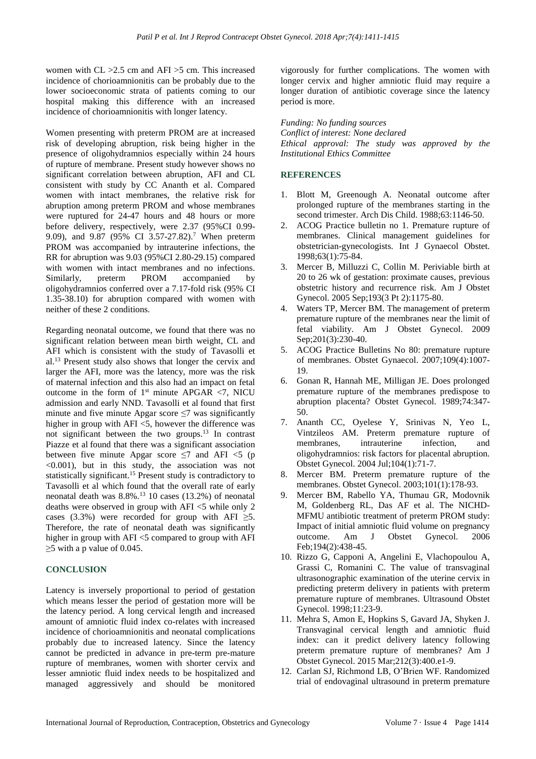women with CL >2.5 cm and AFI >5 cm. This increased incidence of chorioamnionitis can be probably due to the lower socioeconomic strata of patients coming to our hospital making this difference with an increased incidence of chorioamnionitis with longer latency.

Women presenting with preterm PROM are at increased risk of developing abruption, risk being higher in the presence of oligohydramnios especially within 24 hours of rupture of membrane. Present study however shows no significant correlation between abruption, AFI and CL consistent with study by CC Ananth et al. Compared women with intact membranes, the relative risk for abruption among preterm PROM and whose membranes were ruptured for 24-47 hours and 48 hours or more before delivery, respectively, were 2.37 (95%CI 0.99-9.09), and 9.87 (95% CI 3.57-27.82).[7] When preterm PROM was accompanied by intrauterine infections, the RR for abruption was 9.03 (95%CI 2.80-29.15) compared with women with intact membranes and no infections. Similarly, preterm PROM accompanied by oligohydramnios conferred over a 7.17-fold risk (95% CI 1.35-38.10) for abruption compared with women with neither of these 2 conditions.

Regarding neonatal outcome, we found that there was no significant relation between mean birth weight, CL and AFI which is consistent with the study of Tavasolli et al.[13] Present study also shows that longer the cervix and larger the AFI, more was the latency, more was the risk of maternal infection and this also had an impact on fetal outcome in the form of 1st minute APGAR <7, NICU admission and early NND. Tavasolli et al found that first minute and five minute Apgar score ≤7 was significantly higher in group with AFI <5, however the difference was not significant between the two groups.[13] In contrast Piazze et al found that there was a significant association between five minute Apgar score ≤7 and AFI <5 ($p < 0.001$), but in this study, the association was not statistically significant.[15] Present study is contradictory to Tavasolli et al which found that the overall rate of early neonatal death was 8.8%.[13] 10 cases (13.2%) of neonatal deaths were observed in group with AFI <5 while only 2 cases (3.3%) were recorded for group with AFI ≥5. Therefore, the rate of neonatal death was significantly higher in group with AFI <5 compared to group with AFI ≥5 with a p value of 0.045.

## CONCLUSION

Latency is inversely proportional to period of gestation which means lesser the period of gestation more will be the latency period. A long cervical length and increased amount of amniotic fluid index co-relates with increased incidence of chorioamnionitis and neonatal complications probably due to increased latency. Since the latency cannot be predicted in advance in pre-term pre-mature rupture of membranes, women with shorter cervix and lesser amniotic fluid index needs to be hospitalized and managed aggressively and should be monitored vigorously for further complications. The women with longer cervix and higher amniotic fluid may require a longer duration of antibiotic coverage since the latency period is more.

*Funding: No funding sources*
*Conflict of interest: None declared*
*Ethical approval: The study was approved by the Institutional Ethics Committee*

## REFERENCES

1. Blott M, Greenough A. Neonatal outcome after prolonged rupture of the membranes starting in the second trimester. Arch Dis Child. 1988;63:1146-50.
2. ACOG Practice bulletin no 1. Premature rupture of membranes. Clinical management guidelines for obstetrician-gynecologists. Int J Gynaecol Obstet. 1998;63(1):75-84.
3. Mercer B, Milluzzi C, Collin M. Periviable birth at 20 to 26 wk of gestation: proximate causes, previous obstetric history and recurrence risk. Am J Obstet Gynecol. 2005 Sep;193(3 Pt 2):1175-80.
4. Waters TP, Mercer BM. The management of preterm premature rupture of the membranes near the limit of fetal viability. Am J Obstet Gynecol. 2009 Sep;201(3):230-40.
5. ACOG Practice Bulletins No 80: premature rupture of membranes. Obstet Gynaecol. 2007;109(4):1007-19.
6. Gonan R, Hannah ME, Milligan JE. Does prolonged premature rupture of the membranes predispose to abruption placenta? Obstet Gynecol. 1989;74:347-50.
7. Ananth CC, Oyelese Y, Srinivas N, Yeo L, Vintzileos AM. Preterm premature rupture of membranes, intrauterine infection, and oligohydramnios: risk factors for placental abruption. Obstet Gynecol. 2004 Jul;104(1):71-7.
8. Mercer BM. Preterm premature rupture of the membranes. Obstet Gynecol. 2003;101(1):178-93.
9. Mercer BM, Rabello YA, Thumau GR, Modovnik M, Goldenberg RL, Das AF et al. The NICHD-MFMU antibiotic treatment of preterm PROM study: Impact of initial amniotic fluid volume on pregnancy outcome. Am J Obstet Gynecol. 2006 Feb;194(2):438-45.
10. Rizzo G, Capponi A, Angelini E, Vlachopoulou A, Grassi C, Romanini C. The value of transvaginal ultrasonographic examination of the uterine cervix in predicting preterm delivery in patients with preterm premature rupture of membranes. Ultrasound Obstet Gynecol. 1998;11:23-9.
11. Mehra S, Amon E, Hopkins S, Gavard JA, Shyken J. Transvaginal cervical length and amniotic fluid index: can it predict delivery latency following preterm premature rupture of membranes? Am J Obstet Gynecol. 2015 Mar;212(3):400.e1-9.
12. Carlan SJ, Richmond LB, O'Brien WF. Randomized trial of endovaginal ultrasound in preterm premature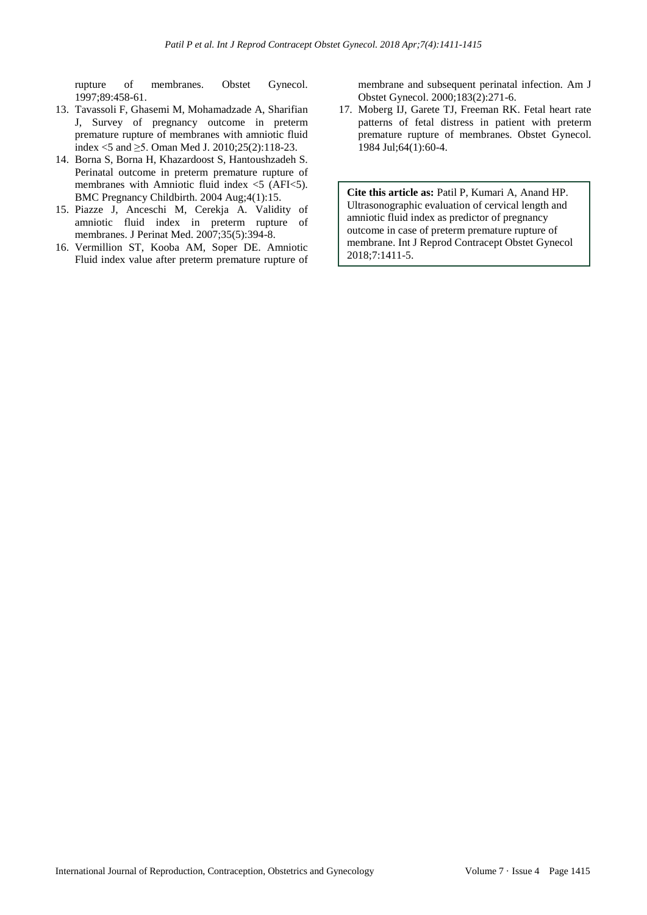rupture of membranes. Obstet Gynecol. 1997;89:458-61.

13. Tavassoli F, Ghasemi M, Mohamadzade A, Sharifian J, Survey of pregnancy outcome in preterm premature rupture of membranes with amniotic fluid index <5 and ≥5. Oman Med J. 2010;25(2):118-23.
14. Borna S, Borna H, Khazardoost S, Hantoushzadeh S. Perinatal outcome in preterm premature rupture of membranes with Amniotic fluid index <5 (AFI<5). BMC Pregnancy Childbirth. 2004 Aug;4(1):15.
15. Piazze J, Anceschi M, Cerekja A. Validity of amniotic fluid index in preterm rupture of membranes. J Perinat Med. 2007;35(5):394-8.
16. Vermillion ST, Kooba AM, Soper DE. Amniotic Fluid index value after preterm premature rupture of membrane and subsequent perinatal infection. Am J Obstet Gynecol. 2000;183(2):271-6.
17. Moberg IJ, Garete TJ, Freeman RK. Fetal heart rate patterns of fetal distress in patient with preterm premature rupture of membranes. Obstet Gynecol. 1984 Jul;64(1):60-4.

**Cite this article as:** Patil P, Kumari A, Anand HP. Ultrasonographic evaluation of cervical length and amniotic fluid index as predictor of pregnancy outcome in case of preterm premature rupture of membrane. Int J Reprod Contracept Obstet Gynecol 2018;7:1411-5.